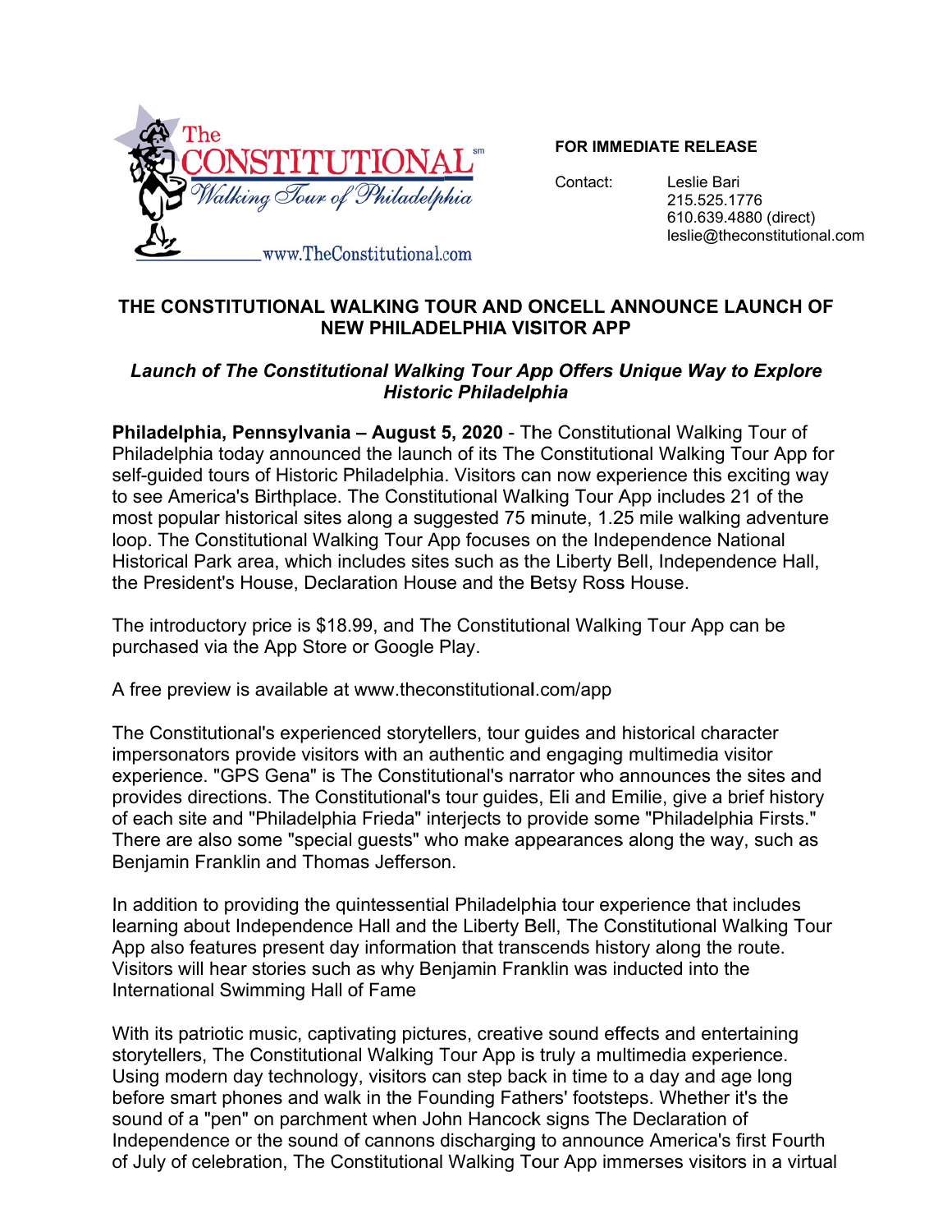The CONSTITUTIONAL[sm]
Walking Tour of Philadelphia
www.TheConstitutional.com

**FOR IMMEDIATE RELEASE**

Contact: Leslie Bari
215.525.1776
610.639.4880 (direct)
leslie@theconstitutional.com

## THE CONSTITUTIONAL WALKING TOUR AND ONCELL ANNOUNCE LAUNCH OF NEW PHILADELPHIA VISITOR APP

### *Launch of The Constitutional Walking Tour App Offers Unique Way to Explore Historic Philadelphia*

**Philadelphia, Pennsylvania – August 5, 2020** - The Constitutional Walking Tour of Philadelphia today announced the launch of its The Constitutional Walking Tour App for self-guided tours of Historic Philadelphia. Visitors can now experience this exciting way to see America's Birthplace. The Constitutional Walking Tour App includes 21 of the most popular historical sites along a suggested 75 minute, 1.25 mile walking adventure loop. The Constitutional Walking Tour App focuses on the Independence National Historical Park area, which includes sites such as the Liberty Bell, Independence Hall, the President's House, Declaration House and the Betsy Ross House.

The introductory price is $18.99, and The Constitutional Walking Tour App can be purchased via the App Store or Google Play.

A free preview is available at www.theconstitutional.com/app

The Constitutional's experienced storytellers, tour guides and historical character impersonators provide visitors with an authentic and engaging multimedia visitor experience. "GPS Gena" is The Constitutional's narrator who announces the sites and provides directions. The Constitutional's tour guides, Eli and Emilie, give a brief history of each site and "Philadelphia Frieda" interjects to provide some "Philadelphia Firsts." There are also some "special guests" who make appearances along the way, such as Benjamin Franklin and Thomas Jefferson.

In addition to providing the quintessential Philadelphia tour experience that includes learning about Independence Hall and the Liberty Bell, The Constitutional Walking Tour App also features present day information that transcends history along the route. Visitors will hear stories such as why Benjamin Franklin was inducted into the International Swimming Hall of Fame

With its patriotic music, captivating pictures, creative sound effects and entertaining storytellers, The Constitutional Walking Tour App is truly a multimedia experience. Using modern day technology, visitors can step back in time to a day and age long before smart phones and walk in the Founding Fathers' footsteps. Whether it's the sound of a "pen" on parchment when John Hancock signs The Declaration of Independence or the sound of cannons discharging to announce America's first Fourth of July of celebration, The Constitutional Walking Tour App immerses visitors in a virtual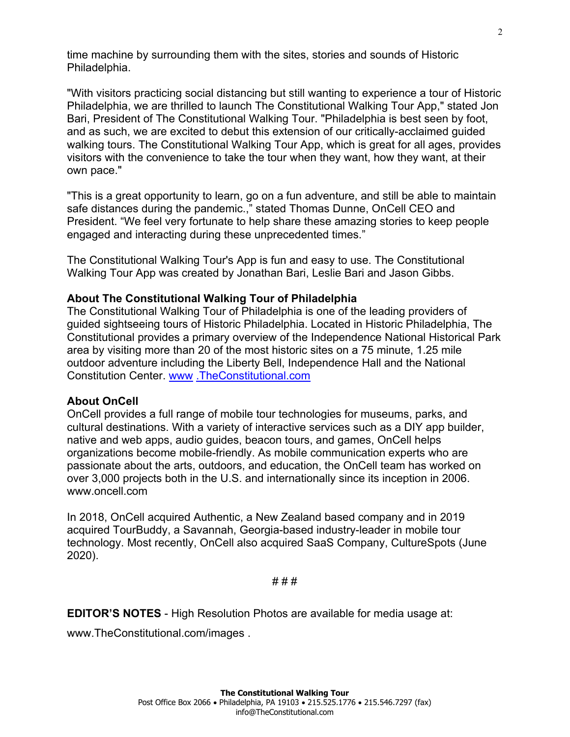time machine by surrounding them with the sites, stories and sounds of Historic Philadelphia.

"With visitors practicing social distancing but still wanting to experience a tour of Historic Philadelphia, we are thrilled to launch The Constitutional Walking Tour App," stated Jon Bari, President of The Constitutional Walking Tour. "Philadelphia is best seen by foot, and as such, we are excited to debut this extension of our critically-acclaimed guided walking tours. The Constitutional Walking Tour App, which is great for all ages, provides visitors with the convenience to take the tour when they want, how they want, at their own pace."

"This is a great opportunity to learn, go on a fun adventure, and still be able to maintain safe distances during the pandemic.," stated Thomas Dunne, OnCell CEO and President. "We feel very fortunate to help share these amazing stories to keep people engaged and interacting during these unprecedented times."

The Constitutional Walking Tour's App is fun and easy to use. The Constitutional Walking Tour App was created by Jonathan Bari, Leslie Bari and Jason Gibbs.

**About The Constitutional Walking Tour of Philadelphia**
The Constitutional Walking Tour of Philadelphia is one of the leading providers of guided sightseeing tours of Historic Philadelphia. Located in Historic Philadelphia, The Constitutional provides a primary overview of the Independence National Historical Park area by visiting more than 20 of the most historic sites on a 75 minute, 1.25 mile outdoor adventure including the Liberty Bell, Independence Hall and the National Constitution Center. www .TheConstitutional.com

**About OnCell**
OnCell provides a full range of mobile tour technologies for museums, parks, and cultural destinations. With a variety of interactive services such as a DIY app builder, native and web apps, audio guides, beacon tours, and games, OnCell helps organizations become mobile-friendly. As mobile communication experts who are passionate about the arts, outdoors, and education, the OnCell team has worked on over 3,000 projects both in the U.S. and internationally since its inception in 2006. www.oncell.com

In 2018, OnCell acquired Authentic, a New Zealand based company and in 2019 acquired TourBuddy, a Savannah, Georgia-based industry-leader in mobile tour technology. Most recently, OnCell also acquired SaaS Company, CultureSpots (June 2020).

# # #

**EDITOR'S NOTES** - High Resolution Photos are available for media usage at:

www.TheConstitutional.com/images .

**The Constitutional Walking Tour**
Post Office Box 2066 • Philadelphia, PA 19103 • 215.525.1776 • 215.546.7297 (fax)
info@TheConstitutional.com